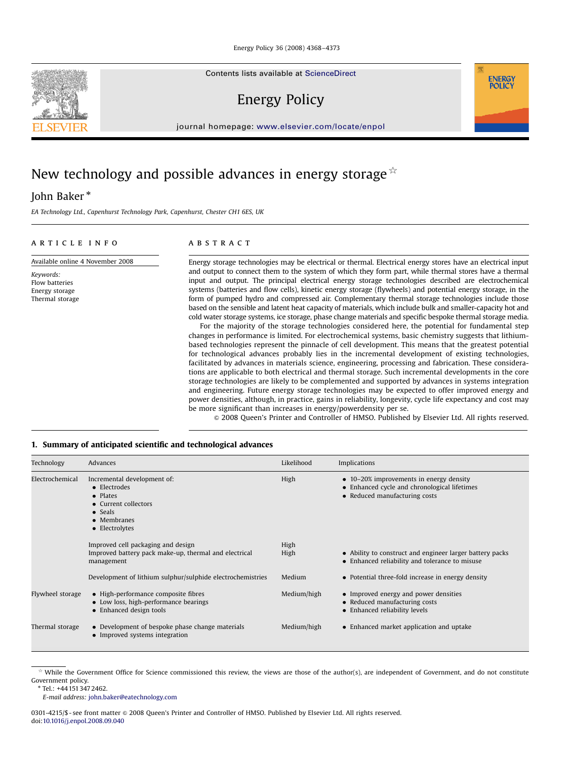# New technology and possible advances in energy storage ☆

John Baker *

*EA Technology Ltd., Capenhurst Technology Park, Capenhurst, Chester CH1 6ES, UK*

## ARTICLE INFO

Available online 4 November 2008

*Keywords:*
Flow batteries
Energy storage
Thermal storage

## ABSTRACT

Energy storage technologies may be electrical or thermal. Electrical energy stores have an electrical input and output to connect them to the system of which they form part, while thermal stores have a thermal input and output. The principal electrical energy storage technologies described are electrochemical systems (batteries and flow cells), kinetic energy storage (flywheels) and potential energy storage, in the form of pumped hydro and compressed air. Complementary thermal storage technologies include those based on the sensible and latent heat capacity of materials, which include bulk and smaller-capacity hot and cold water storage systems, ice storage, phase change materials and specific bespoke thermal storage media.

For the majority of the storage technologies considered here, the potential for fundamental step changes in performance is limited. For electrochemical systems, basic chemistry suggests that lithium-based technologies represent the pinnacle of cell development. This means that the greatest potential for technological advances probably lies in the incremental development of existing technologies, facilitated by advances in materials science, engineering, processing and fabrication. These considerations are applicable to both electrical and thermal storage. Such incremental developments in the core storage technologies are likely to be complemented and supported by advances in systems integration and engineering. Future energy storage technologies may be expected to offer improved energy and power densities, although, in practice, gains in reliability, longevity, cycle life expectancy and cost may be more significant than increases in energy/powerdensity per se.

© 2008 Queen's Printer and Controller of HMSO. Published by Elsevier Ltd. All rights reserved.

## 1. Summary of anticipated scientific and technological advances

| Technology | Advances | Likelihood | Implications |
|---|---|---|---|
| Electrochemical | Incremental development of: • Electrodes • Plates • Current collectors • Seals • Membranes • Electrolytes | High | • 10–20% improvements in energy density • Enhanced cycle and chronological lifetimes • Reduced manufacturing costs |
| | Improved cell packaging and design | High | |
| | Improved battery pack make-up, thermal and electrical management | High | • Ability to construct and engineer larger battery packs • Enhanced reliability and tolerance to misuse |
| | Development of lithium sulphur/sulphide electrochemistries | Medium | • Potential three-fold increase in energy density |
| Flywheel storage | • High-performance composite fibres • Low loss, high-performance bearings • Enhanced design tools | Medium/high | • Improved energy and power densities • Reduced manufacturing costs • Enhanced reliability levels |
| Thermal storage | • Development of bespoke phase change materials • Improved systems integration | Medium/high | • Enhanced market application and uptake |

☆ While the Government Office for Science commissioned this review, the views are those of the author(s), are independent of Government, and do not constitute Government policy.

\* Tel.: +44 151 347 2462.

*E-mail address:* john.baker@eatechnology.com

0301-4215/$ - see front matter © 2008 Queen's Printer and Controller of HMSO. Published by Elsevier Ltd. All rights reserved.
doi:10.1016/j.enpol.2008.09.040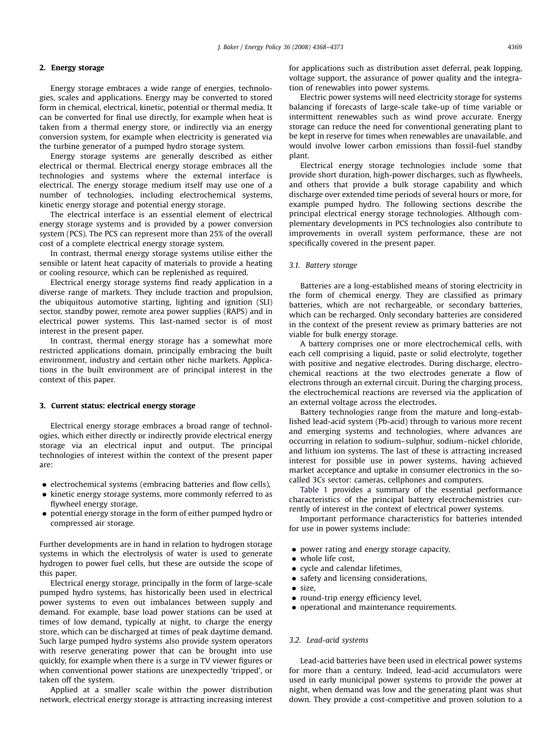## 2. Energy storage

Energy storage embraces a wide range of energies, technologies, scales and applications. Energy may be converted to stored form in chemical, electrical, kinetic, potential or thermal media. It can be converted for final use directly, for example when heat is taken from a thermal energy store, or indirectly via an energy conversion system, for example when electricity is generated via the turbine generator of a pumped hydro storage system.

Energy storage systems are generally described as either electrical or thermal. Electrical energy storage embraces all the technologies and systems where the external interface is electrical. The energy storage medium itself may use one of a number of technologies, including electrochemical systems, kinetic energy storage and potential energy storage.

The electrical interface is an essential element of electrical energy storage systems and is provided by a power conversion system (PCS). The PCS can represent more than 25% of the overall cost of a complete electrical energy storage system.

In contrast, thermal energy storage systems utilise either the sensible or latent heat capacity of materials to provide a heating or cooling resource, which can be replenished as required.

Electrical energy storage systems find ready application in a diverse range of markets. They include traction and propulsion, the ubiquitous automotive starting, lighting and ignition (SLI) sector, standby power, remote area power supplies (RAPS) and in electrical power systems. This last-named sector is of most interest in the present paper.

In contrast, thermal energy storage has a somewhat more restricted applications domain, principally embracing the built environment, industry and certain other niche markets. Applications in the built environment are of principal interest in the context of this paper.

## 3. Current status: electrical energy storage

Electrical energy storage embraces a broad range of technologies, which either directly or indirectly provide electrical energy storage via an electrical input and output. The principal technologies of interest within the context of the present paper are:

- electrochemical systems (embracing batteries and flow cells),
- kinetic energy storage systems, more commonly referred to as flywheel energy storage,
- potential energy storage in the form of either pumped hydro or compressed air storage.

Further developments are in hand in relation to hydrogen storage systems in which the electrolysis of water is used to generate hydrogen to power fuel cells, but these are outside the scope of this paper.

Electrical energy storage, principally in the form of large-scale pumped hydro systems, has historically been used in electrical power systems to even out imbalances between supply and demand. For example, base load power stations can be used at times of low demand, typically at night, to charge the energy store, which can be discharged at times of peak daytime demand. Such large pumped hydro systems also provide system operators with reserve generating power that can be brought into use quickly, for example when there is a surge in TV viewer figures or when conventional power stations are unexpectedly 'tripped', or taken off the system.

Applied at a smaller scale within the power distribution network, electrical energy storage is attracting increasing interest for applications such as distribution asset deferral, peak lopping, voltage support, the assurance of power quality and the integration of renewables into power systems.

Electric power systems will need electricity storage for systems balancing if forecasts of large-scale take-up of time variable or intermittent renewables such as wind prove accurate. Energy storage can reduce the need for conventional generating plant to be kept in reserve for times when renewables are unavailable, and would involve lower carbon emissions than fossil-fuel standby plant.

Electrical energy storage technologies include some that provide short duration, high-power discharges, such as flywheels, and others that provide a bulk storage capability and which discharge over extended time periods of several hours or more, for example pumped hydro. The following sections describe the principal electrical energy storage technologies. Although complementary developments in PCS technologies also contribute to improvements in overall system performance, these are not specifically covered in the present paper.

### 3.1. Battery storage

Batteries are a long-established means of storing electricity in the form of chemical energy. They are classified as primary batteries, which are not rechargeable, or secondary batteries, which can be recharged. Only secondary batteries are considered in the context of the present review as primary batteries are not viable for bulk energy storage.

A battery comprises one or more electrochemical cells, with each cell comprising a liquid, paste or solid electrolyte, together with positive and negative electrodes. During discharge, electrochemical reactions at the two electrodes generate a flow of electrons through an external circuit. During the charging process, the electrochemical reactions are reversed via the application of an external voltage across the electrodes.

Battery technologies range from the mature and long-established lead-acid system (Pb-acid) through to various more recent and emerging systems and technologies, where advances are occurring in relation to sodium–sulphur, sodium–nickel chloride, and lithium ion systems. The last of these is attracting increased interest for possible use in power systems, having achieved market acceptance and uptake in consumer electronics in the so-called 3Cs sector: cameras, cellphones and computers.

Table 1 provides a summary of the essential performance characteristics of the principal battery electrochemistries currently of interest in the context of electrical power systems.

Important performance characteristics for batteries intended for use in power systems include:

- power rating and energy storage capacity,
- whole life cost,
- cycle and calendar lifetimes,
- safety and licensing considerations,
- size,
- round-trip energy efficiency level,
- operational and maintenance requirements.

### 3.2. Lead-acid systems

Lead-acid batteries have been used in electrical power systems for more than a century. Indeed, lead-acid accumulators were used in early municipal power systems to provide the power at night, when demand was low and the generating plant was shut down. They provide a cost-competitive and proven solution to a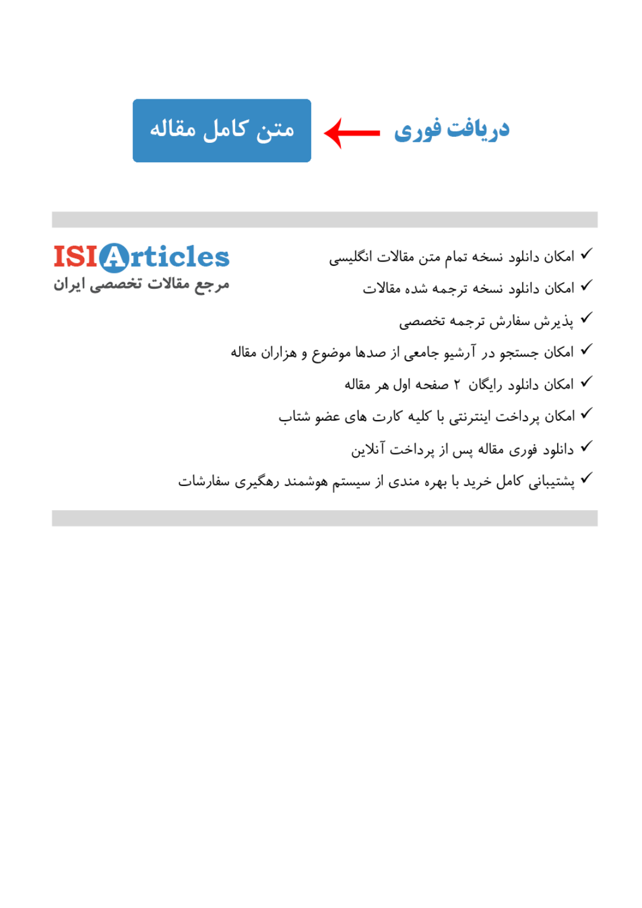**دریافت فوری** ← **متن کامل مقاله**

**ISIArticles**
مرجع مقالات تخصصی ایران

- ✓ امکان دانلود نسخه تمام متن مقالات انگلیسی
- ✓ امکان دانلود نسخه ترجمه شده مقالات
- ✓ پذیرش سفارش ترجمه تخصصی
- ✓ امکان جستجو در آرشیو جامعی از صدها موضوع و هزاران مقاله
- ✓ امکان دانلود رایگان ۲ صفحه اول هر مقاله
- ✓ امکان پرداخت اینترنتی با کلیه کارت های عضو شتاب
- ✓ دانلود فوری مقاله پس از پرداخت آنلاین
- ✓ پشتیبانی کامل خرید با بهره مندی از سیستم هوشمند رهگیری سفارشات